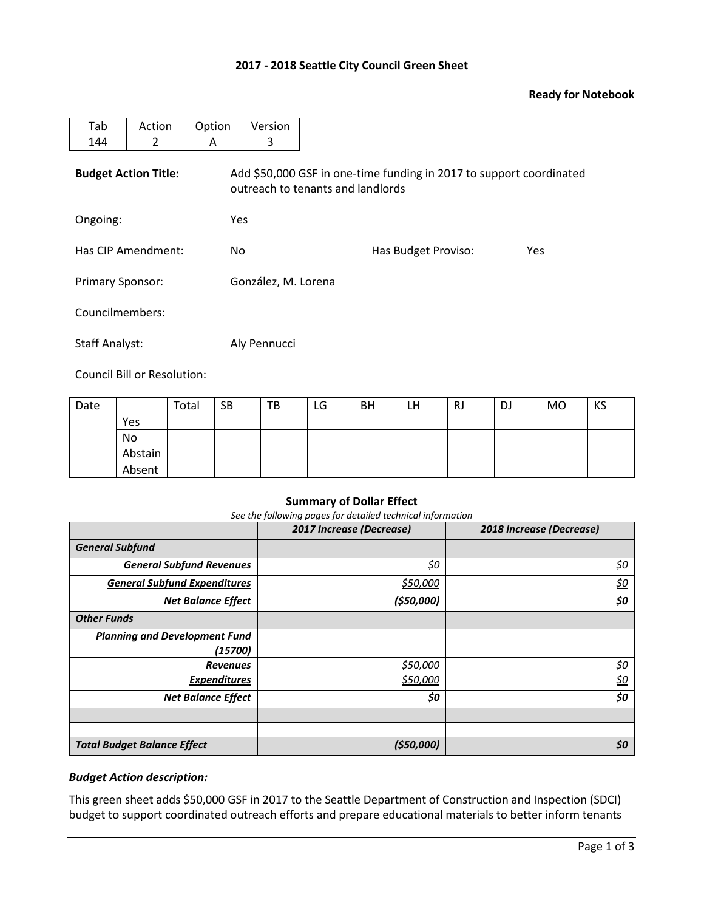**2017 - 2018 Seattle City Council Green Sheet**

**Ready for Notebook**

| Tab | Action | Option | Version |
|---|---|---|---|
| 144 | 2 | A | 3 |

**Budget Action Title:** Add $50,000 GSF in one-time funding in 2017 to support coordinated outreach to tenants and landlords

Ongoing: Yes

Has CIP Amendment: No

Has Budget Proviso: Yes

Primary Sponsor: González, M. Lorena

Councilmembers:

Staff Analyst: Aly Pennucci

Council Bill or Resolution:

| Date | | Total | SB | TB | LG | BH | LH | RJ | DJ | MO | KS |
|---|---|---|---|---|---|---|---|---|---|---|---|
| | Yes | | | | | | | | | | |
| | No | | | | | | | | | | |
| | Abstain | | | | | | | | | | |
| | Absent | | | | | | | | | | |

**Summary of Dollar Effect**

*See the following pages for detailed technical information*

| | *2017 Increase (Decrease)* | *2018 Increase (Decrease)* |
|---|---|---|
| ***General Subfund*** | | |
| ***General Subfund Revenues*** | *$0* | *$0* |
| ***General Subfund Expenditures*** | *$50,000* | *$0* |
| ***Net Balance Effect*** | ***($50,000)*** | ***$0*** |
| ***Other Funds*** | | |
| ***Planning and Development Fund (15700)*** | | |
| ***Revenues*** | *$50,000* | *$0* |
| ***Expenditures*** | *$50,000* | *$0* |
| ***Net Balance Effect*** | ***$0*** | ***$0*** |
| | | |
| | | |
| ***Total Budget Balance Effect*** | ***($50,000)*** | ***$0*** |

***Budget Action description:***

This green sheet adds $50,000 GSF in 2017 to the Seattle Department of Construction and Inspection (SDCI) budget to support coordinated outreach efforts and prepare educational materials to better inform tenants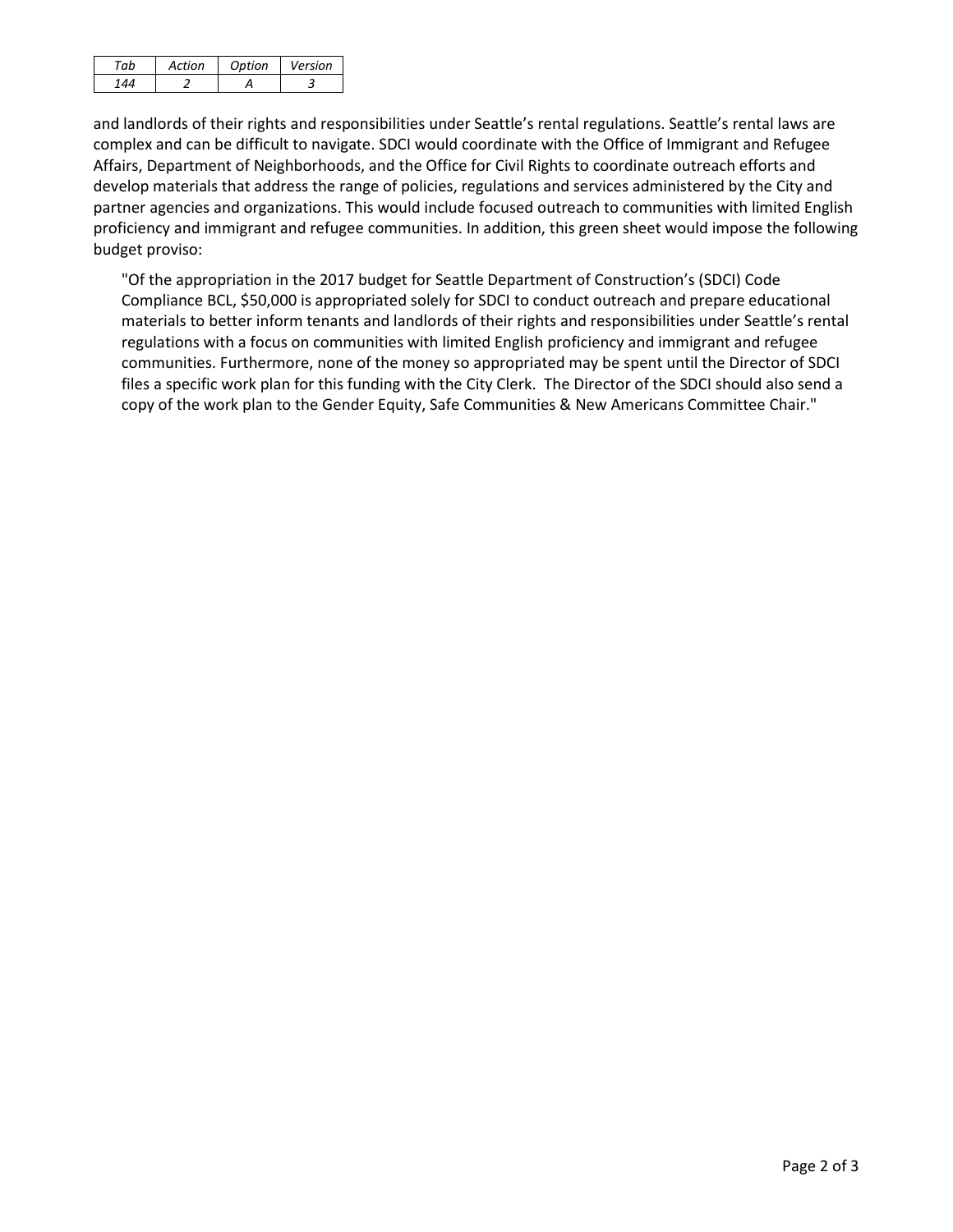| Tab | Action | Option | Version |
| --- | --- | --- | --- |
| 144 | 2 | A | 3 |

and landlords of their rights and responsibilities under Seattle's rental regulations. Seattle's rental laws are complex and can be difficult to navigate. SDCI would coordinate with the Office of Immigrant and Refugee Affairs, Department of Neighborhoods, and the Office for Civil Rights to coordinate outreach efforts and develop materials that address the range of policies, regulations and services administered by the City and partner agencies and organizations. This would include focused outreach to communities with limited English proficiency and immigrant and refugee communities. In addition, this green sheet would impose the following budget proviso:

> "Of the appropriation in the 2017 budget for Seattle Department of Construction's (SDCI) Code Compliance BCL, $50,000 is appropriated solely for SDCI to conduct outreach and prepare educational materials to better inform tenants and landlords of their rights and responsibilities under Seattle's rental regulations with a focus on communities with limited English proficiency and immigrant and refugee communities. Furthermore, none of the money so appropriated may be spent until the Director of SDCI files a specific work plan for this funding with the City Clerk. The Director of the SDCI should also send a copy of the work plan to the Gender Equity, Safe Communities & New Americans Committee Chair."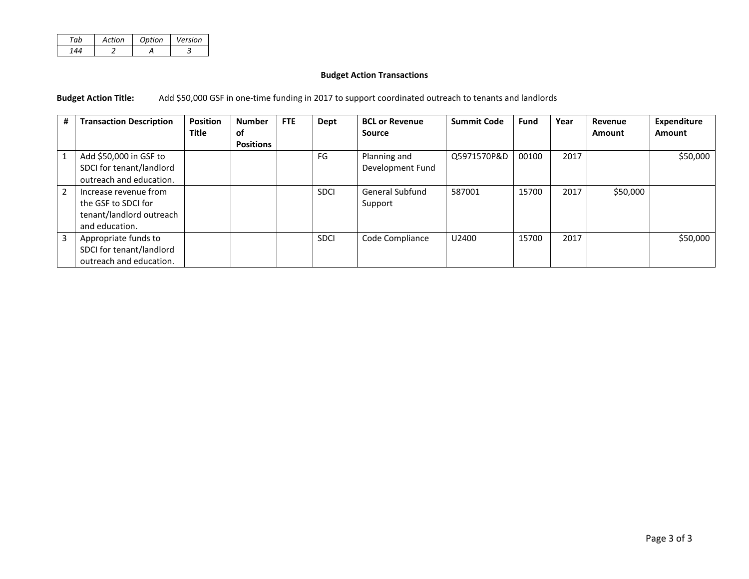| Tab | Action | Option | Version |
|---|---|---|---|
| 144 | 2 | A | 3 |

**Budget Action Transactions**

**Budget Action Title:** Add $50,000 GSF in one-time funding in 2017 to support coordinated outreach to tenants and landlords

| # | Transaction Description | Position Title | Number of Positions | FTE | Dept | BCL or Revenue Source | Summit Code | Fund | Year | Revenue Amount | Expenditure Amount |
|---|---|---|---|---|---|---|---|---|---|---|---|
| 1 | Add $50,000 in GSF to SDCI for tenant/landlord outreach and education. | | | | FG | Planning and Development Fund | Q5971570P&D | 00100 | 2017 | | $50,000 |
| 2 | Increase revenue from the GSF to SDCI for tenant/landlord outreach and education. | | | | SDCI | General Subfund Support | 587001 | 15700 | 2017 | $50,000 | |
| 3 | Appropriate funds to SDCI for tenant/landlord outreach and education. | | | | SDCI | Code Compliance | U2400 | 15700 | 2017 | | $50,000 |